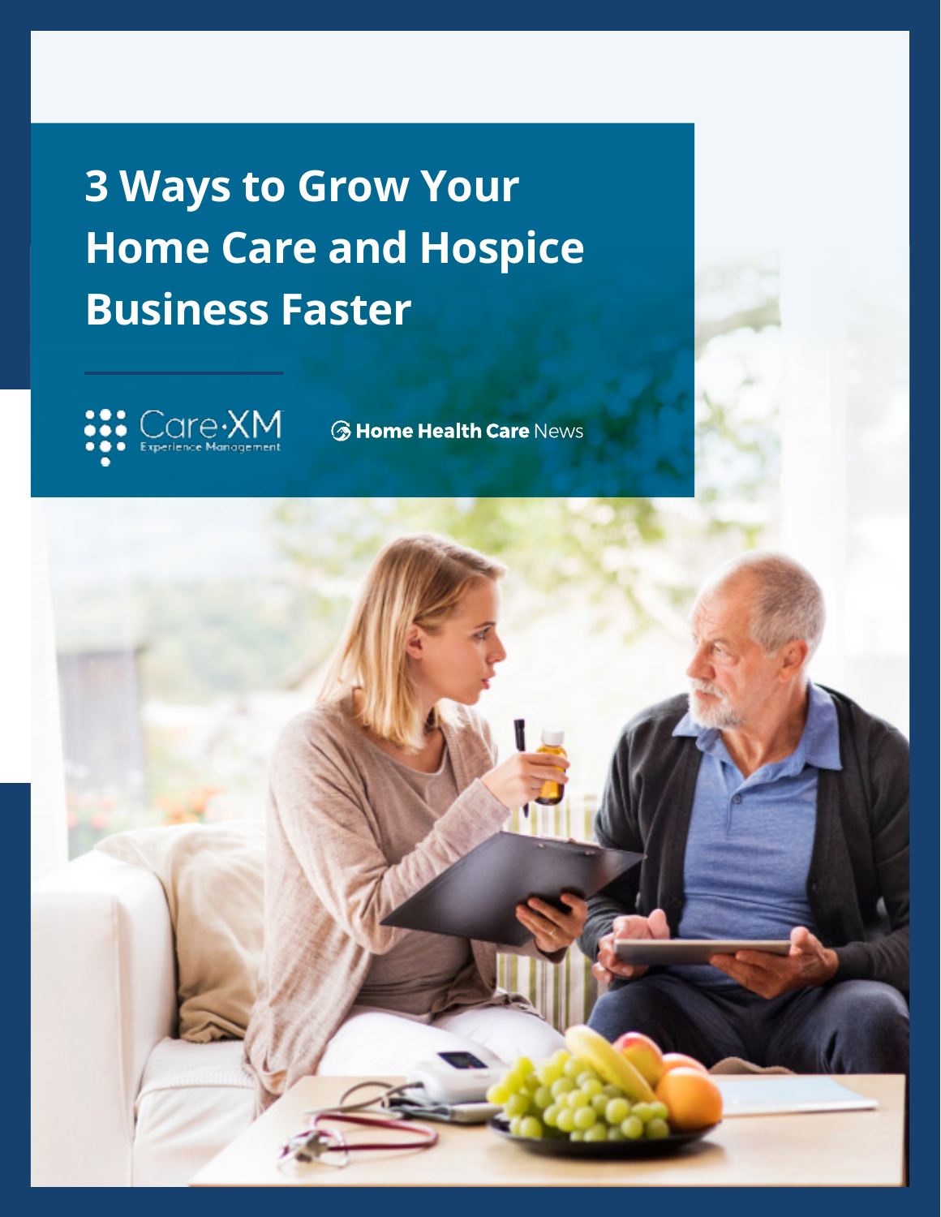# 3 Ways to Grow Your Home Care and Hospice Business Faster

Care·XM Experience Management

Home Health Care News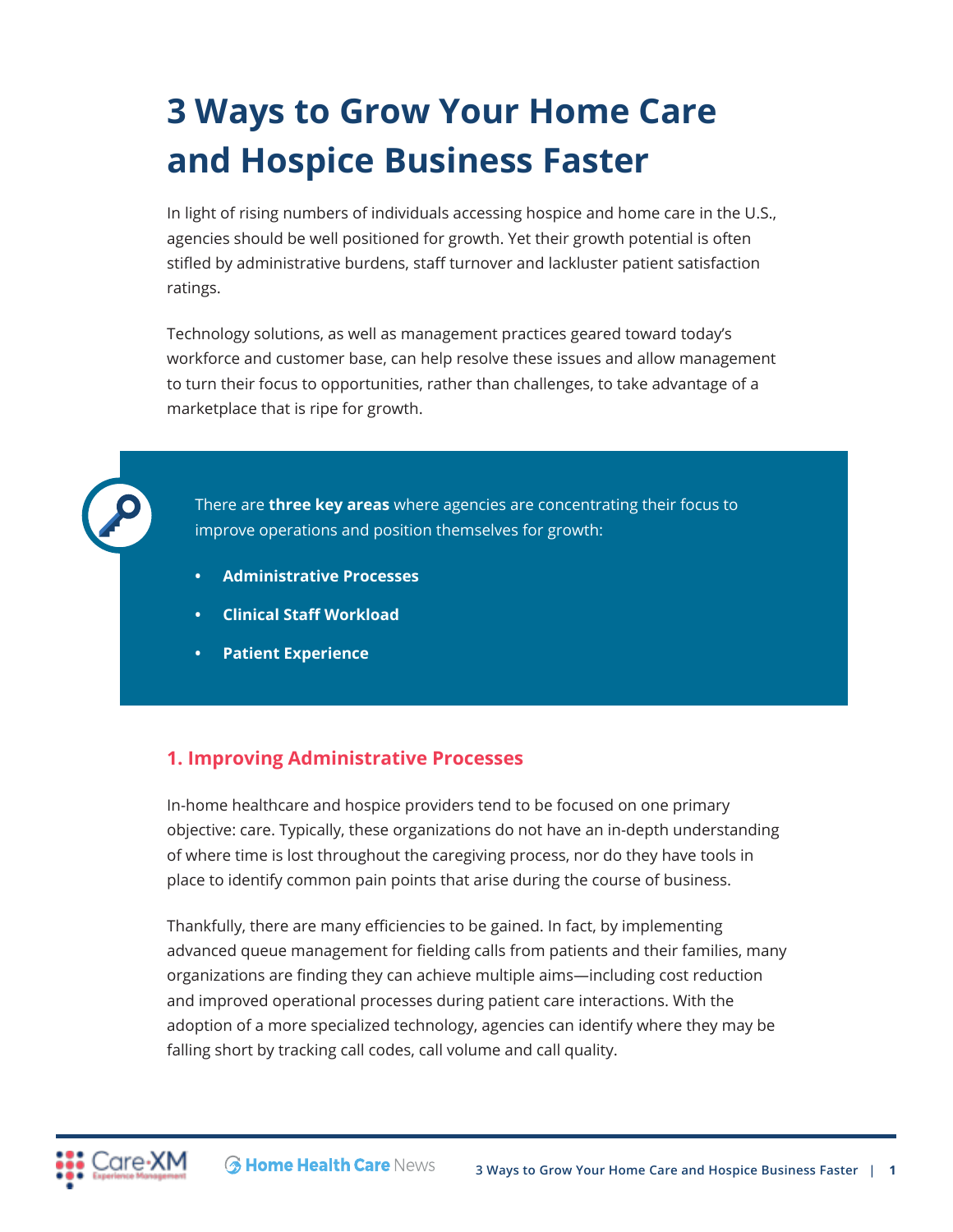# 3 Ways to Grow Your Home Care and Hospice Business Faster

In light of rising numbers of individuals accessing hospice and home care in the U.S., agencies should be well positioned for growth. Yet their growth potential is often stifled by administrative burdens, staff turnover and lackluster patient satisfaction ratings.

Technology solutions, as well as management practices geared toward today's workforce and customer base, can help resolve these issues and allow management to turn their focus to opportunities, rather than challenges, to take advantage of a marketplace that is ripe for growth.

There are **three key areas** where agencies are concentrating their focus to improve operations and position themselves for growth:

- **Administrative Processes**
- **Clinical Staff Workload**
- **Patient Experience**

## 1. Improving Administrative Processes

In-home healthcare and hospice providers tend to be focused on one primary objective: care. Typically, these organizations do not have an in-depth understanding of where time is lost throughout the caregiving process, nor do they have tools in place to identify common pain points that arise during the course of business.

Thankfully, there are many efficiencies to be gained. In fact, by implementing advanced queue management for fielding calls from patients and their families, many organizations are finding they can achieve multiple aims—including cost reduction and improved operational processes during patient care interactions. With the adoption of a more specialized technology, agencies can identify where they may be falling short by tracking call codes, call volume and call quality.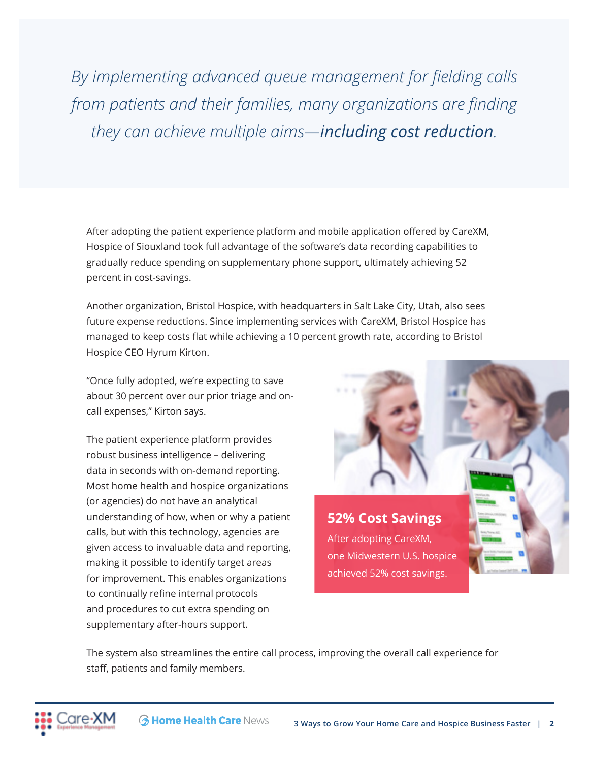*By implementing advanced queue management for fielding calls from patients and their families, many organizations are finding they can achieve multiple aims—**including cost reduction**.*

After adopting the patient experience platform and mobile application offered by CareXM, Hospice of Siouxland took full advantage of the software's data recording capabilities to gradually reduce spending on supplementary phone support, ultimately achieving 52 percent in cost-savings.

Another organization, Bristol Hospice, with headquarters in Salt Lake City, Utah, also sees future expense reductions. Since implementing services with CareXM, Bristol Hospice has managed to keep costs flat while achieving a 10 percent growth rate, according to Bristol Hospice CEO Hyrum Kirton.

"Once fully adopted, we're expecting to save about 30 percent over our prior triage and on-call expenses," Kirton says.

The patient experience platform provides robust business intelligence – delivering data in seconds with on-demand reporting. Most home health and hospice organizations (or agencies) do not have an analytical understanding of how, when or why a patient calls, but with this technology, agencies are given access to invaluable data and reporting, making it possible to identify target areas for improvement. This enables organizations to continually refine internal protocols and procedures to cut extra spending on supplementary after-hours support.

**52% Cost Savings**

After adopting CareXM, one Midwestern U.S. hospice achieved 52% cost savings.

The system also streamlines the entire call process, improving the overall call experience for staff, patients and family members.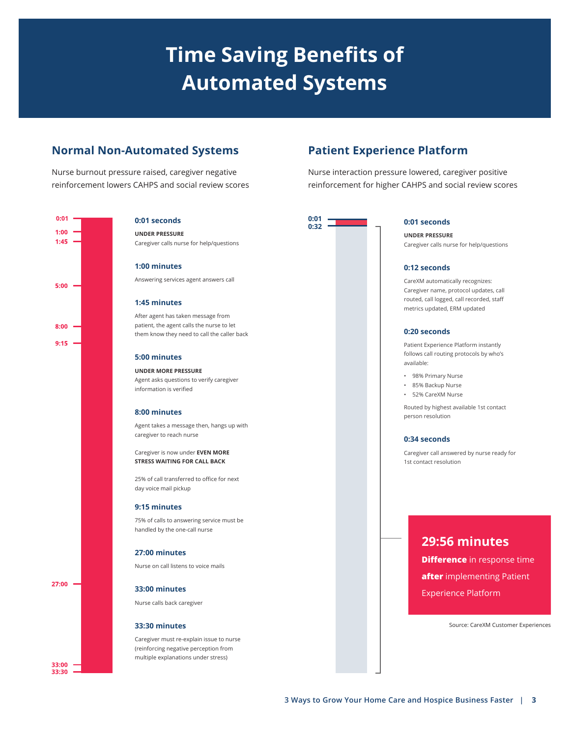# Time Saving Benefits of Automated Systems

## Normal Non-Automated Systems

Nurse burnout pressure raised, caregiver negative reinforcement lowers CAHPS and social review scores

0:01
1:00
1:45
5:00
8:00
9:15
27:00
33:00
33:30

### 0:01 seconds

**UNDER PRESSURE**
Caregiver calls nurse for help/questions

### 1:00 minutes

Answering services agent answers call

### 1:45 minutes

After agent has taken message from patient, the agent calls the nurse to let them know they need to call the caller back

### 5:00 minutes

**UNDER MORE PRESSURE**
Agent asks questions to verify caregiver information is verified

### 8:00 minutes

Agent takes a message then, hangs up with caregiver to reach nurse

Caregiver is now under **EVEN MORE STRESS WAITING FOR CALL BACK**

25% of call transferred to office for next day voice mail pickup

### 9:15 minutes

75% of calls to answering service must be handled by the one-call nurse

### 27:00 minutes

Nurse on call listens to voice mails

### 33:00 minutes

Nurse calls back caregiver

### 33:30 minutes

Caregiver must re-explain issue to nurse (reinforcing negative perception from multiple explanations under stress)

## Patient Experience Platform

Nurse interaction pressure lowered, caregiver positive reinforcement for higher CAHPS and social review scores

0:01
0:32

### 0:01 seconds

**UNDER PRESSURE**
Caregiver calls nurse for help/questions

### 0:12 seconds

CareXM automatically recognizes: Caregiver name, protocol updates, call routed, call logged, call recorded, staff metrics updated, ERM updated

### 0:20 seconds

Patient Experience Platform instantly follows call routing protocols by who's available:

- 98% Primary Nurse
- 85% Backup Nurse
- 52% CareXM Nurse

Routed by highest available 1st contact person resolution

### 0:34 seconds

Caregiver call answered by nurse ready for 1st contact resolution

**29:56 minutes**
**Difference** in response time **after** implementing Patient Experience Platform

Source: CareXM Customer Experiences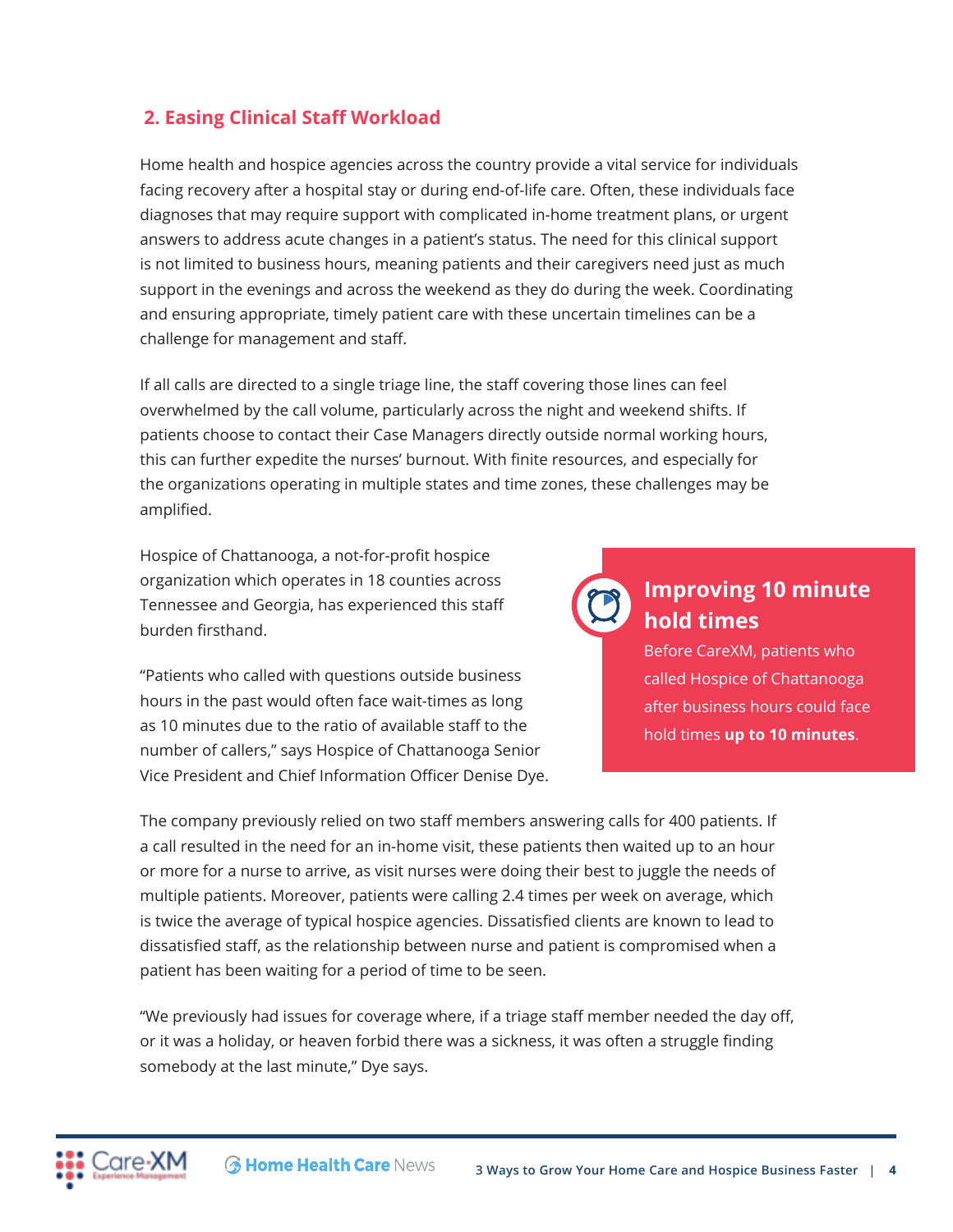## 2. Easing Clinical Staff Workload

Home health and hospice agencies across the country provide a vital service for individuals facing recovery after a hospital stay or during end-of-life care. Often, these individuals face diagnoses that may require support with complicated in-home treatment plans, or urgent answers to address acute changes in a patient's status. The need for this clinical support is not limited to business hours, meaning patients and their caregivers need just as much support in the evenings and across the weekend as they do during the week. Coordinating and ensuring appropriate, timely patient care with these uncertain timelines can be a challenge for management and staff.

If all calls are directed to a single triage line, the staff covering those lines can feel overwhelmed by the call volume, particularly across the night and weekend shifts. If patients choose to contact their Case Managers directly outside normal working hours, this can further expedite the nurses' burnout. With finite resources, and especially for the organizations operating in multiple states and time zones, these challenges may be amplified.

Hospice of Chattanooga, a not-for-profit hospice organization which operates in 18 counties across Tennessee and Georgia, has experienced this staff burden firsthand.

"Patients who called with questions outside business hours in the past would often face wait-times as long as 10 minutes due to the ratio of available staff to the number of callers," says Hospice of Chattanooga Senior Vice President and Chief Information Officer Denise Dye.

> **Improving 10 minute hold times**
>
> Before CareXM, patients who called Hospice of Chattanooga after business hours could face hold times **up to 10 minutes**.

The company previously relied on two staff members answering calls for 400 patients. If a call resulted in the need for an in-home visit, these patients then waited up to an hour or more for a nurse to arrive, as visit nurses were doing their best to juggle the needs of multiple patients. Moreover, patients were calling 2.4 times per week on average, which is twice the average of typical hospice agencies. Dissatisfied clients are known to lead to dissatisfied staff, as the relationship between nurse and patient is compromised when a patient has been waiting for a period of time to be seen.

"We previously had issues for coverage where, if a triage staff member needed the day off, or it was a holiday, or heaven forbid there was a sickness, it was often a struggle finding somebody at the last minute," Dye says.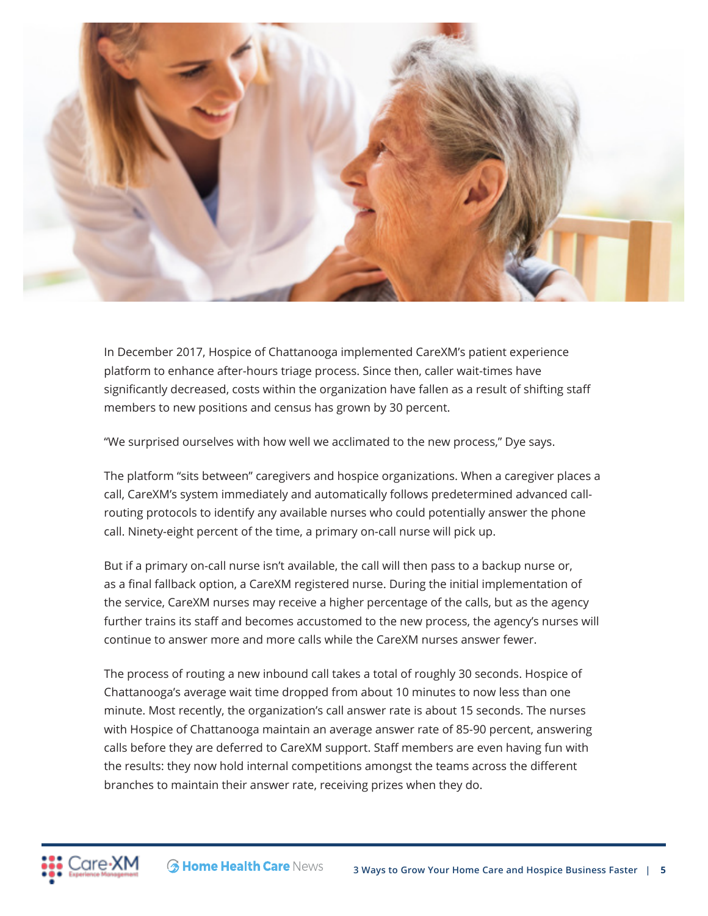In December 2017, Hospice of Chattanooga implemented CareXM's patient experience platform to enhance after-hours triage process. Since then, caller wait-times have significantly decreased, costs within the organization have fallen as a result of shifting staff members to new positions and census has grown by 30 percent.

"We surprised ourselves with how well we acclimated to the new process," Dye says.

The platform "sits between" caregivers and hospice organizations. When a caregiver places a call, CareXM's system immediately and automatically follows predetermined advanced call-routing protocols to identify any available nurses who could potentially answer the phone call. Ninety-eight percent of the time, a primary on-call nurse will pick up.

But if a primary on-call nurse isn't available, the call will then pass to a backup nurse or, as a final fallback option, a CareXM registered nurse. During the initial implementation of the service, CareXM nurses may receive a higher percentage of the calls, but as the agency further trains its staff and becomes accustomed to the new process, the agency's nurses will continue to answer more and more calls while the CareXM nurses answer fewer.

The process of routing a new inbound call takes a total of roughly 30 seconds. Hospice of Chattanooga's average wait time dropped from about 10 minutes to now less than one minute. Most recently, the organization's call answer rate is about 15 seconds. The nurses with Hospice of Chattanooga maintain an average answer rate of 85-90 percent, answering calls before they are deferred to CareXM support. Staff members are even having fun with the results: they now hold internal competitions amongst the teams across the different branches to maintain their answer rate, receiving prizes when they do.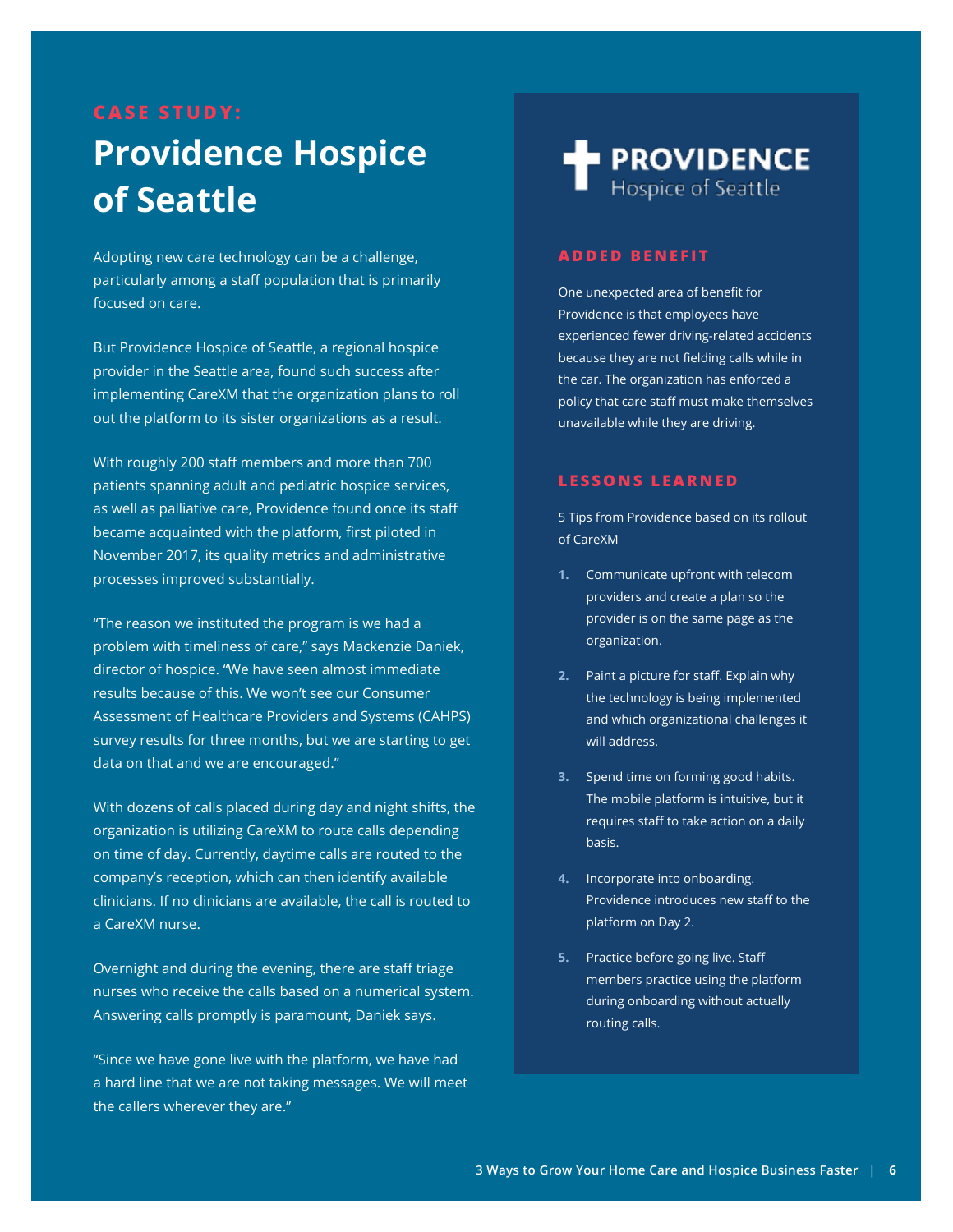CASE STUDY:

# Providence Hospice of Seattle

Adopting new care technology can be a challenge, particularly among a staff population that is primarily focused on care.

But Providence Hospice of Seattle, a regional hospice provider in the Seattle area, found such success after implementing CareXM that the organization plans to roll out the platform to its sister organizations as a result.

With roughly 200 staff members and more than 700 patients spanning adult and pediatric hospice services, as well as palliative care, Providence found once its staff became acquainted with the platform, first piloted in November 2017, its quality metrics and administrative processes improved substantially.

"The reason we instituted the program is we had a problem with timeliness of care," says Mackenzie Daniek, director of hospice. "We have seen almost immediate results because of this. We won't see our Consumer Assessment of Healthcare Providers and Systems (CAHPS) survey results for three months, but we are starting to get data on that and we are encouraged."

With dozens of calls placed during day and night shifts, the organization is utilizing CareXM to route calls depending on time of day. Currently, daytime calls are routed to the company's reception, which can then identify available clinicians. If no clinicians are available, the call is routed to a CareXM nurse.

Overnight and during the evening, there are staff triage nurses who receive the calls based on a numerical system. Answering calls promptly is paramount, Daniek says.

"Since we have gone live with the platform, we have had a hard line that we are not taking messages. We will meet the callers wherever they are."

PROVIDENCE
Hospice of Seattle

## ADDED BENEFIT

One unexpected area of benefit for Providence is that employees have experienced fewer driving-related accidents because they are not fielding calls while in the car. The organization has enforced a policy that care staff must make themselves unavailable while they are driving.

## LESSONS LEARNED

5 Tips from Providence based on its rollout of CareXM

1. Communicate upfront with telecom providers and create a plan so the provider is on the same page as the organization.
2. Paint a picture for staff. Explain why the technology is being implemented and which organizational challenges it will address.
3. Spend time on forming good habits. The mobile platform is intuitive, but it requires staff to take action on a daily basis.
4. Incorporate into onboarding. Providence introduces new staff to the platform on Day 2.
5. Practice before going live. Staff members practice using the platform during onboarding without actually routing calls.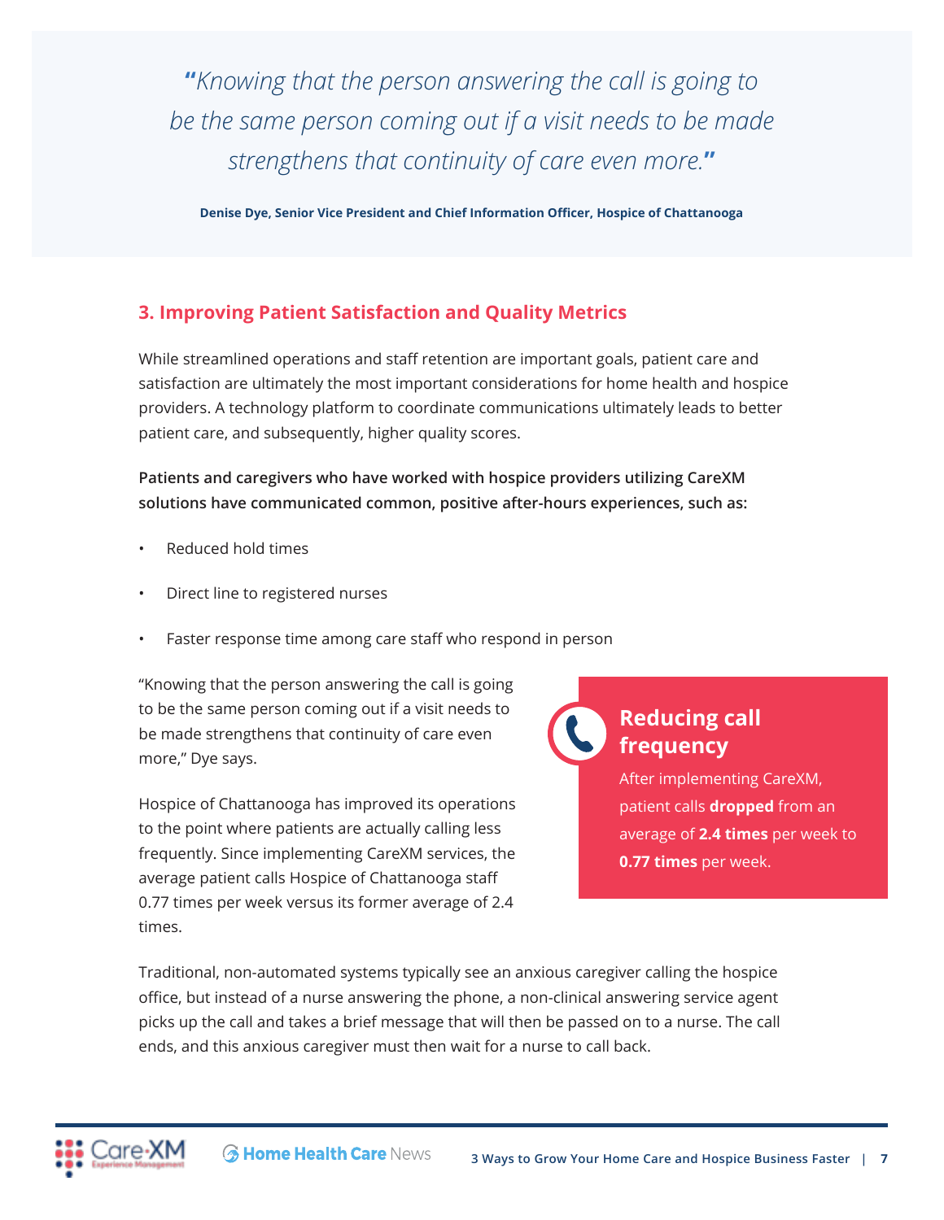> *"Knowing that the person answering the call is going to be the same person coming out if a visit needs to be made strengthens that continuity of care even more."*
>
> **Denise Dye, Senior Vice President and Chief Information Officer, Hospice of Chattanooga**

## 3. Improving Patient Satisfaction and Quality Metrics

While streamlined operations and staff retention are important goals, patient care and satisfaction are ultimately the most important considerations for home health and hospice providers. A technology platform to coordinate communications ultimately leads to better patient care, and subsequently, higher quality scores.

**Patients and caregivers who have worked with hospice providers utilizing CareXM solutions have communicated common, positive after-hours experiences, such as:**

- Reduced hold times
- Direct line to registered nurses
- Faster response time among care staff who respond in person

"Knowing that the person answering the call is going to be the same person coming out if a visit needs to be made strengthens that continuity of care even more," Dye says.

Hospice of Chattanooga has improved its operations to the point where patients are actually calling less frequently. Since implementing CareXM services, the average patient calls Hospice of Chattanooga staff 0.77 times per week versus its former average of 2.4 times.

> **Reducing call frequency**
>
> After implementing CareXM, patient calls **dropped** from an average of **2.4 times** per week to **0.77 times** per week.

Traditional, non-automated systems typically see an anxious caregiver calling the hospice office, but instead of a nurse answering the phone, a non-clinical answering service agent picks up the call and takes a brief message that will then be passed on to a nurse. The call ends, and this anxious caregiver must then wait for a nurse to call back.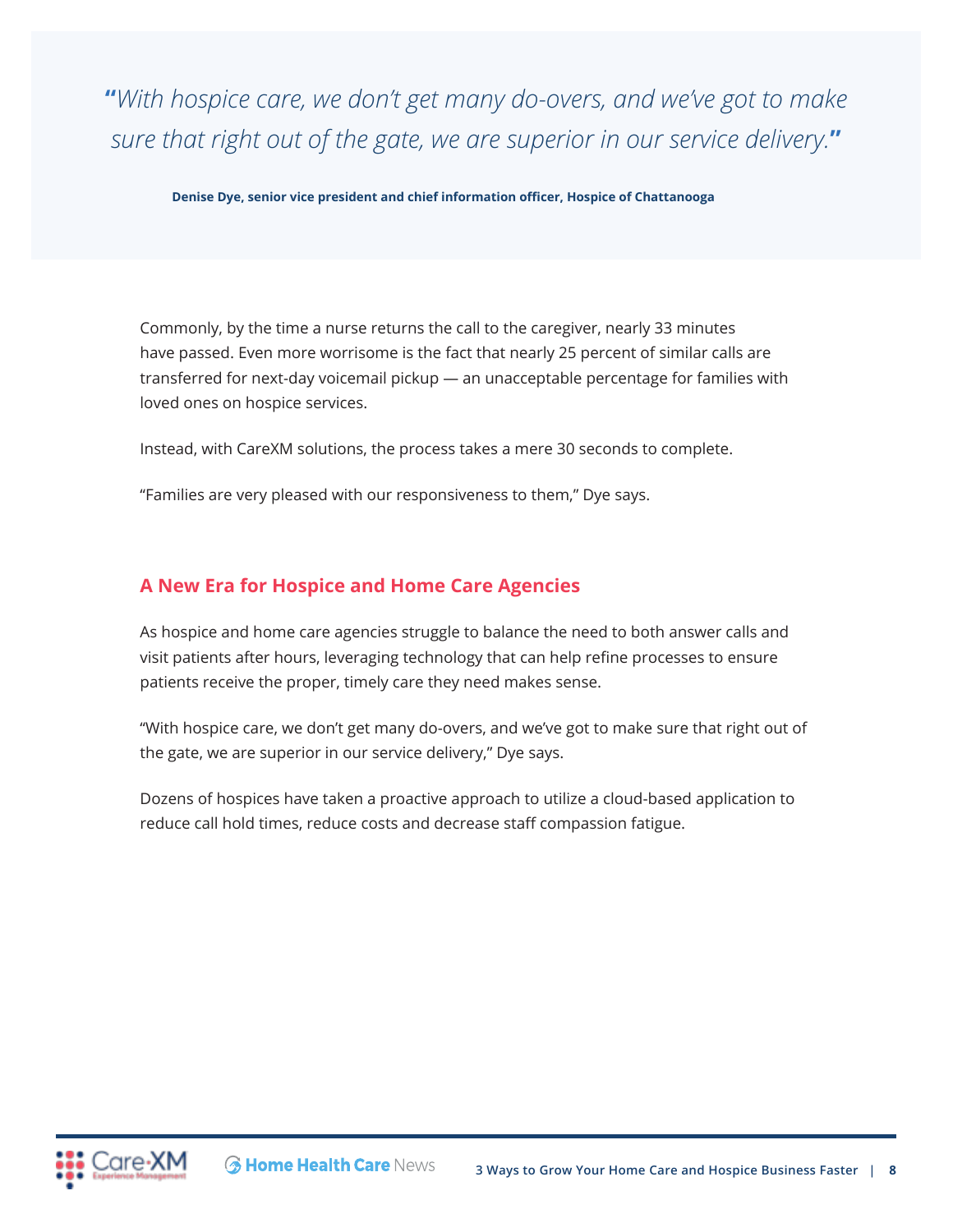> *"With hospice care, we don't get many do-overs, and we've got to make sure that right out of the gate, we are superior in our service delivery."*
>
> **Denise Dye, senior vice president and chief information officer, Hospice of Chattanooga**

Commonly, by the time a nurse returns the call to the caregiver, nearly 33 minutes have passed. Even more worrisome is the fact that nearly 25 percent of similar calls are transferred for next-day voicemail pickup — an unacceptable percentage for families with loved ones on hospice services.

Instead, with CareXM solutions, the process takes a mere 30 seconds to complete.

"Families are very pleased with our responsiveness to them," Dye says.

## A New Era for Hospice and Home Care Agencies

As hospice and home care agencies struggle to balance the need to both answer calls and visit patients after hours, leveraging technology that can help refine processes to ensure patients receive the proper, timely care they need makes sense.

"With hospice care, we don't get many do-overs, and we've got to make sure that right out of the gate, we are superior in our service delivery," Dye says.

Dozens of hospices have taken a proactive approach to utilize a cloud-based application to reduce call hold times, reduce costs and decrease staff compassion fatigue.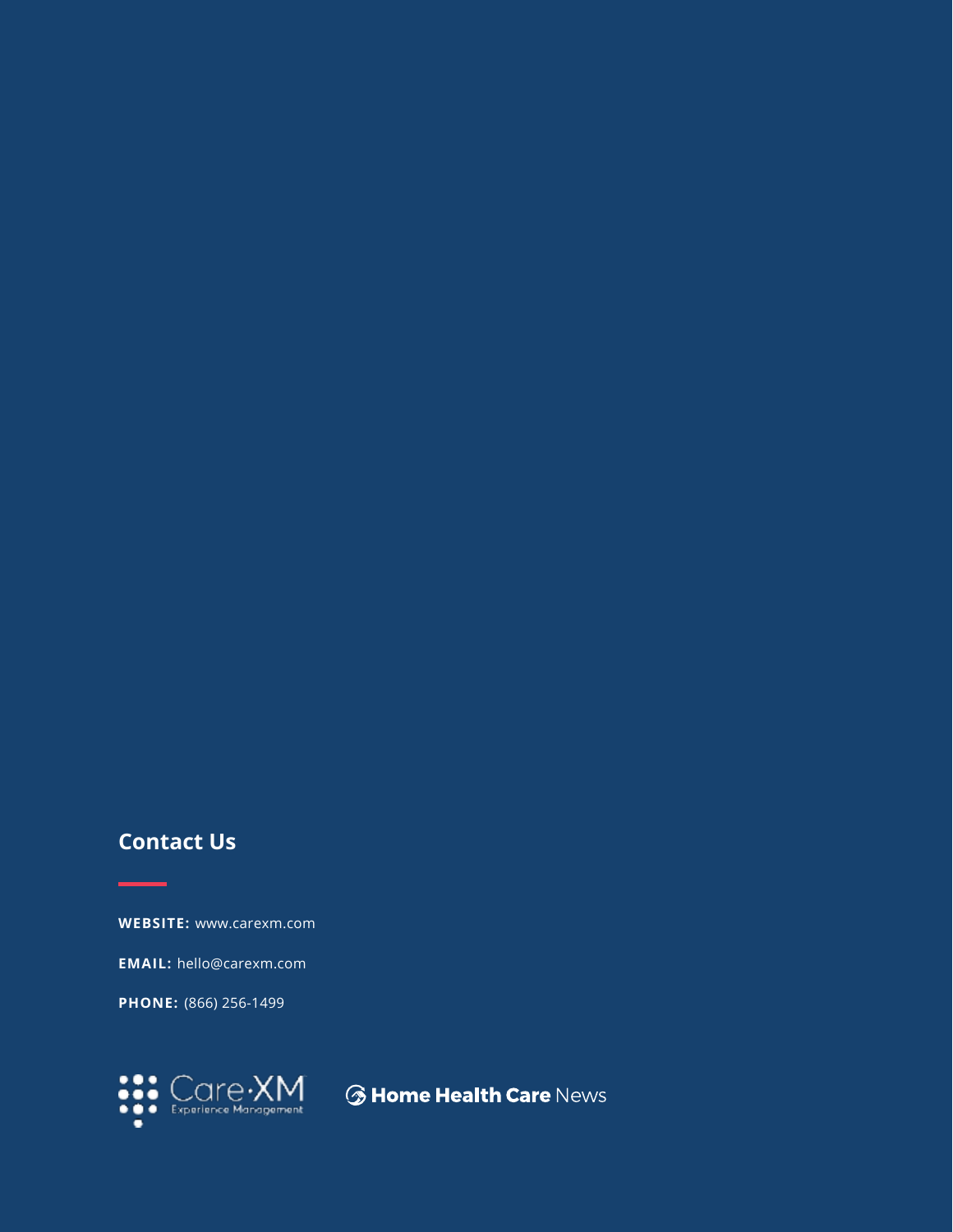## Contact Us

**WEBSITE:** www.carexm.com

**EMAIL:** hello@carexm.com

**PHONE:** (866) 256-1499

Care·XM Experience Management

Home Health Care News